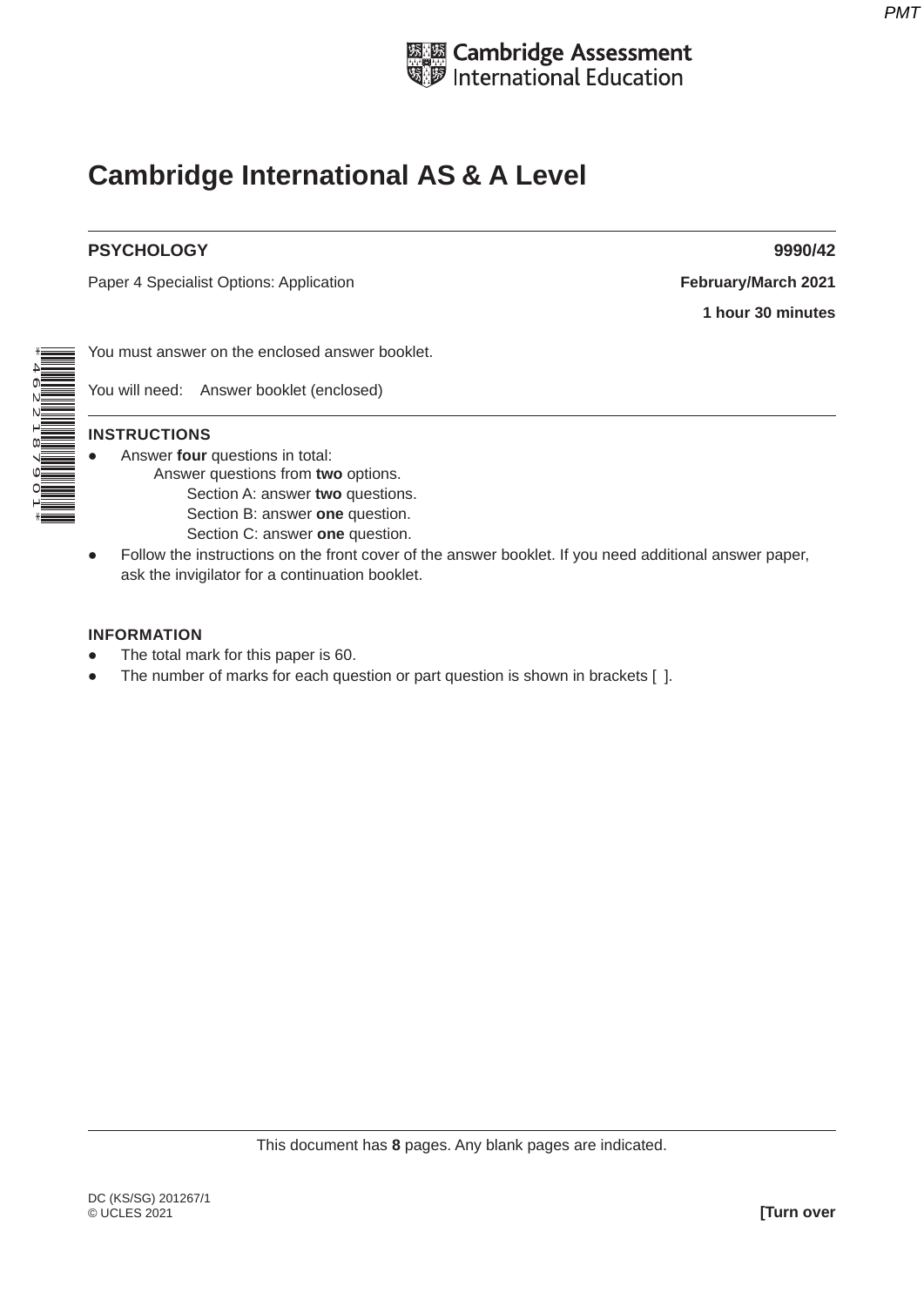Cambridge Assessment International Education

# Cambridge International AS & A Level

**PSYCHOLOGY** **9990/42**

Paper 4 Specialist Options: Application **February/March 2021**

**1 hour 30 minutes**

You must answer on the enclosed answer booklet.

You will need: Answer booklet (enclosed)

**INSTRUCTIONS**

- Answer **four** questions in total:
  - Answer questions from **two** options.
    - Section A: answer **two** questions.
    - Section B: answer **one** question.
    - Section C: answer **one** question.
- Follow the instructions on the front cover of the answer booklet. If you need additional answer paper, ask the invigilator for a continuation booklet.

**INFORMATION**

- The total mark for this paper is 60.
- The number of marks for each question or part question is shown in brackets [ ].

This document has **8** pages. Any blank pages are indicated.

DC (KS/SG) 201267/1
© UCLES 2021 **[Turn over**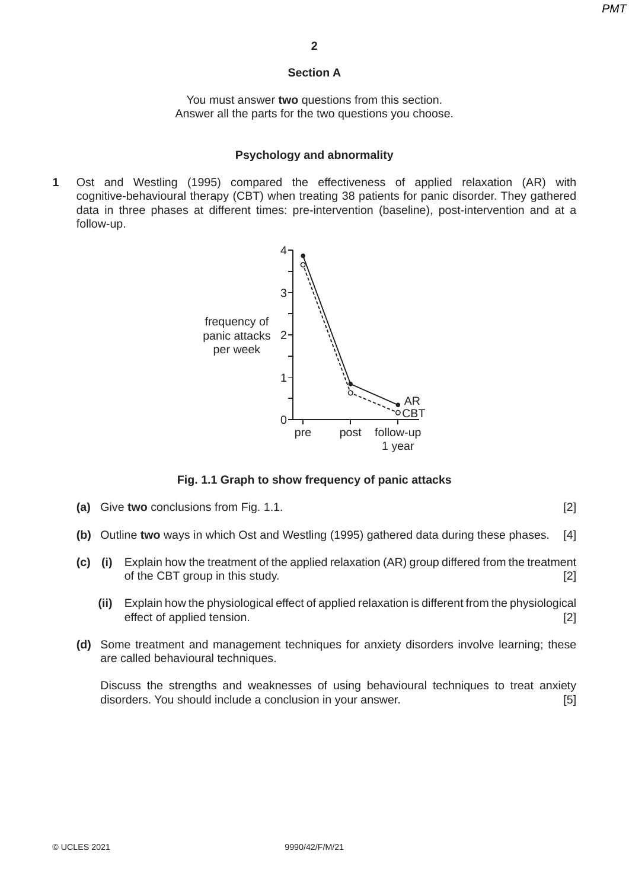## Section A

You must answer **two** questions from this section.
Answer all the parts for the two questions you choose.

### Psychology and abnormality

**1** Ost and Westling (1995) compared the effectiveness of applied relaxation (AR) with cognitive-behavioural therapy (CBT) when treating 38 patients for panic disorder. They gathered data in three phases at different times: pre-intervention (baseline), post-intervention and at a follow-up.

**Fig. 1.1 Graph to show frequency of panic attacks**

**(a)** Give **two** conclusions from Fig. 1.1. [2]

**(b)** Outline **two** ways in which Ost and Westling (1995) gathered data during these phases. [4]

**(c)** **(i)** Explain how the treatment of the applied relaxation (AR) group differed from the treatment of the CBT group in this study. [2]

**(ii)** Explain how the physiological effect of applied relaxation is different from the physiological effect of applied tension. [2]

**(d)** Some treatment and management techniques for anxiety disorders involve learning; these are called behavioural techniques.

Discuss the strengths and weaknesses of using behavioural techniques to treat anxiety disorders. You should include a conclusion in your answer. [5]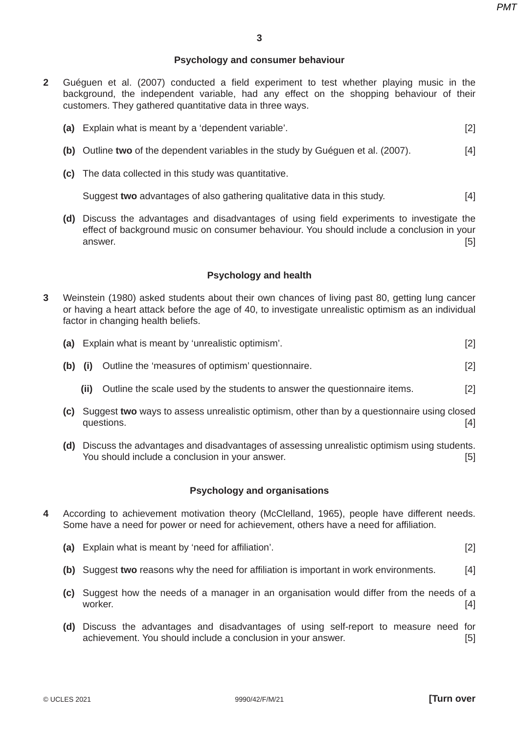## Psychology and consumer behaviour

**2** Guéguen et al. (2007) conducted a field experiment to test whether playing music in the background, the independent variable, had any effect on the shopping behaviour of their customers. They gathered quantitative data in three ways.

**(a)** Explain what is meant by a 'dependent variable'. [2]

**(b)** Outline **two** of the dependent variables in the study by Guéguen et al. (2007). [4]

**(c)** The data collected in this study was quantitative.

Suggest **two** advantages of also gathering qualitative data in this study. [4]

**(d)** Discuss the advantages and disadvantages of using field experiments to investigate the effect of background music on consumer behaviour. You should include a conclusion in your answer. [5]

## Psychology and health

**3** Weinstein (1980) asked students about their own chances of living past 80, getting lung cancer or having a heart attack before the age of 40, to investigate unrealistic optimism as an individual factor in changing health beliefs.

**(a)** Explain what is meant by 'unrealistic optimism'. [2]

**(b)** **(i)** Outline the 'measures of optimism' questionnaire. [2]

**(ii)** Outline the scale used by the students to answer the questionnaire items. [2]

**(c)** Suggest **two** ways to assess unrealistic optimism, other than by a questionnaire using closed questions. [4]

**(d)** Discuss the advantages and disadvantages of assessing unrealistic optimism using students. You should include a conclusion in your answer. [5]

## Psychology and organisations

**4** According to achievement motivation theory (McClelland, 1965), people have different needs. Some have a need for power or need for achievement, others have a need for affiliation.

**(a)** Explain what is meant by 'need for affiliation'. [2]

**(b)** Suggest **two** reasons why the need for affiliation is important in work environments. [4]

**(c)** Suggest how the needs of a manager in an organisation would differ from the needs of a worker. [4]

**(d)** Discuss the advantages and disadvantages of using self-report to measure need for achievement. You should include a conclusion in your answer. [5]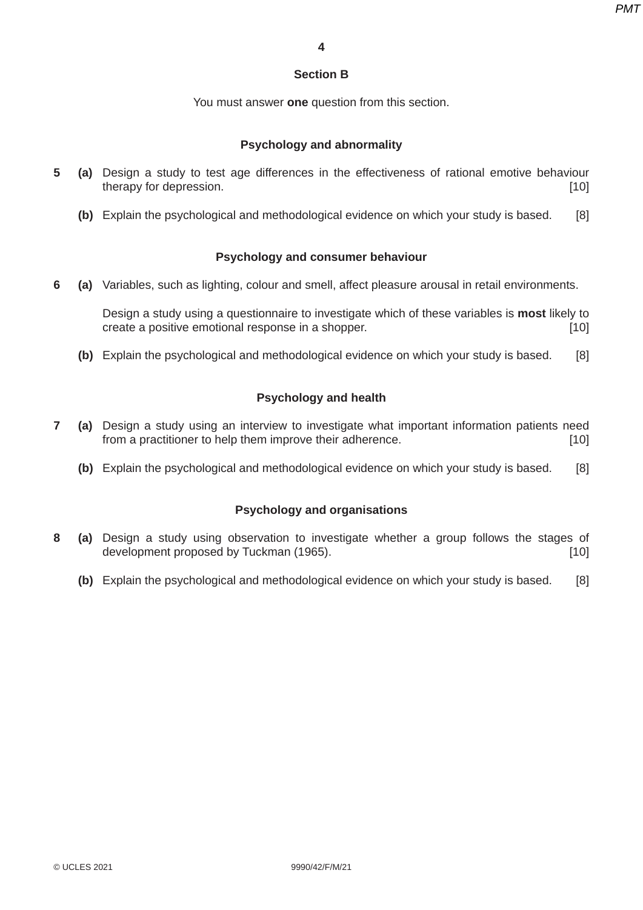## Section B

You must answer **one** question from this section.

### Psychology and abnormality

**5** **(a)** Design a study to test age differences in the effectiveness of rational emotive behaviour therapy for depression. [10]

**(b)** Explain the psychological and methodological evidence on which your study is based. [8]

### Psychology and consumer behaviour

**6** **(a)** Variables, such as lighting, colour and smell, affect pleasure arousal in retail environments.

Design a study using a questionnaire to investigate which of these variables is **most** likely to create a positive emotional response in a shopper. [10]

**(b)** Explain the psychological and methodological evidence on which your study is based. [8]

### Psychology and health

**7** **(a)** Design a study using an interview to investigate what important information patients need from a practitioner to help them improve their adherence. [10]

**(b)** Explain the psychological and methodological evidence on which your study is based. [8]

### Psychology and organisations

**8** **(a)** Design a study using observation to investigate whether a group follows the stages of development proposed by Tuckman (1965). [10]

**(b)** Explain the psychological and methodological evidence on which your study is based. [8]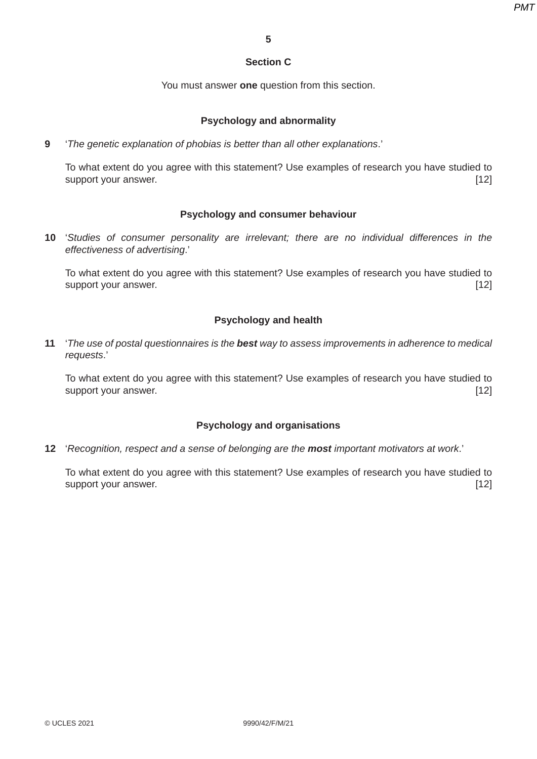## Section C

You must answer **one** question from this section.

### Psychology and abnormality

**9** '*The genetic explanation of phobias is better than all other explanations*.'

To what extent do you agree with this statement? Use examples of research you have studied to support your answer. [12]

### Psychology and consumer behaviour

**10** '*Studies of consumer personality are irrelevant; there are no individual differences in the effectiveness of advertising*.'

To what extent do you agree with this statement? Use examples of research you have studied to support your answer. [12]

### Psychology and health

**11** '*The use of postal questionnaires is the **best** way to assess improvements in adherence to medical requests*.'

To what extent do you agree with this statement? Use examples of research you have studied to support your answer. [12]

### Psychology and organisations

**12** '*Recognition, respect and a sense of belonging are the **most** important motivators at work*.'

To what extent do you agree with this statement? Use examples of research you have studied to support your answer. [12]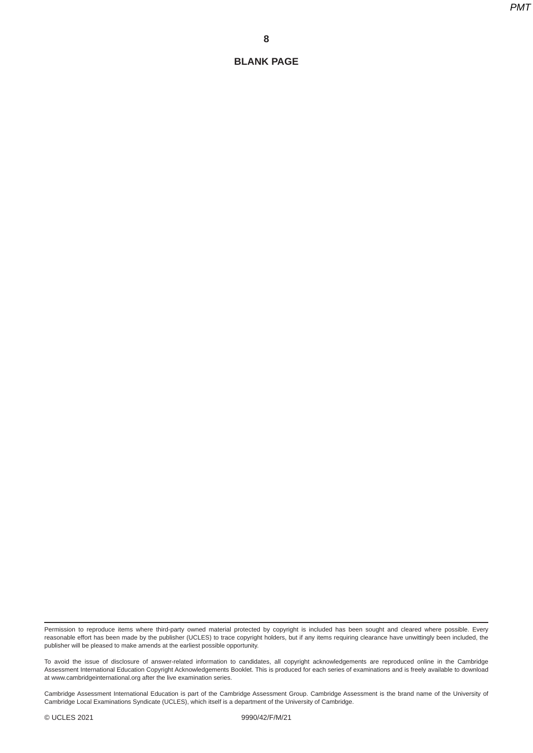**BLANK PAGE**

Permission to reproduce items where third-party owned material protected by copyright is included has been sought and cleared where possible. Every reasonable effort has been made by the publisher (UCLES) to trace copyright holders, but if any items requiring clearance have unwittingly been included, the publisher will be pleased to make amends at the earliest possible opportunity.

To avoid the issue of disclosure of answer-related information to candidates, all copyright acknowledgements are reproduced online in the Cambridge Assessment International Education Copyright Acknowledgements Booklet. This is produced for each series of examinations and is freely available to download at www.cambridgeinternational.org after the live examination series.

Cambridge Assessment International Education is part of the Cambridge Assessment Group. Cambridge Assessment is the brand name of the University of Cambridge Local Examinations Syndicate (UCLES), which itself is a department of the University of Cambridge.